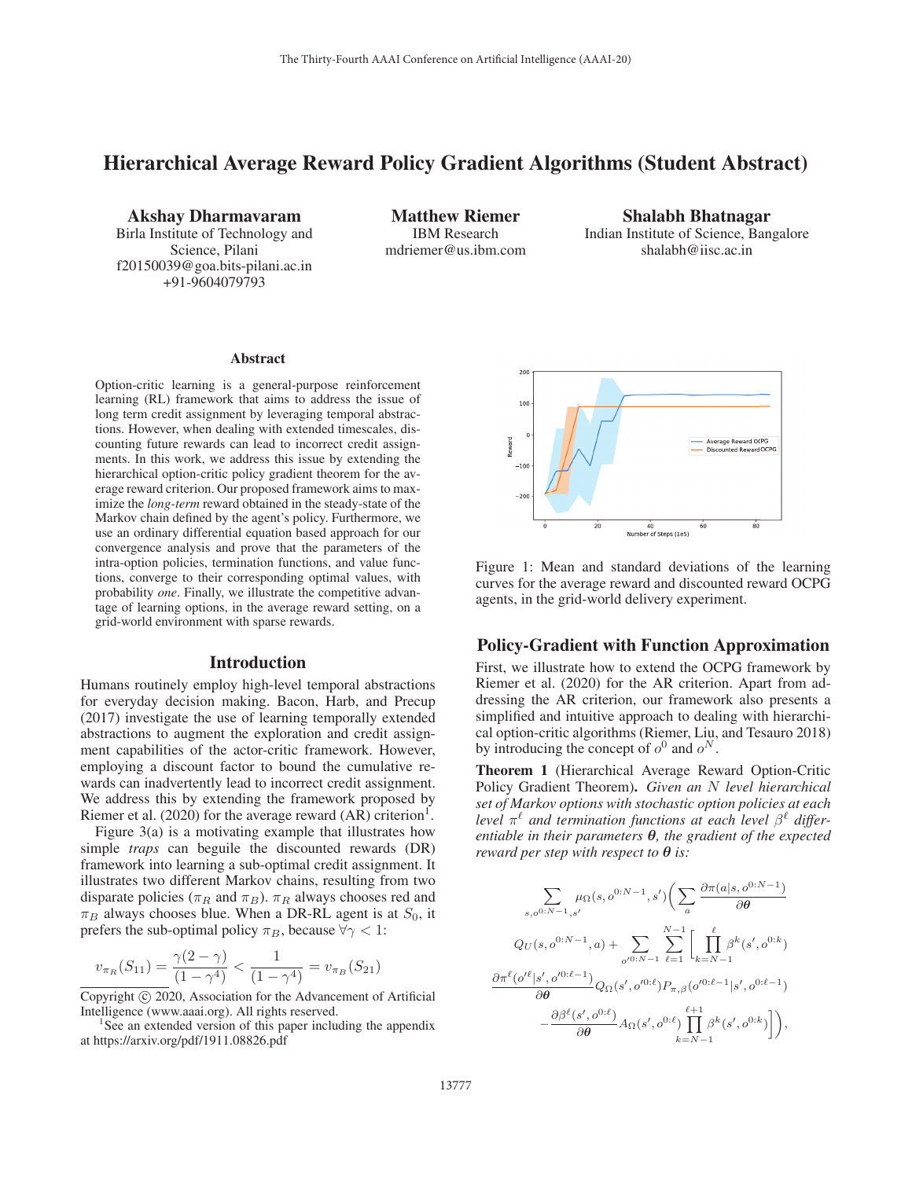# Hierarchical Average Reward Policy Gradient Algorithms (Student Abstract)

**Akshay Dharmavaram**
Birla Institute of Technology and Science, Pilani
f20150039@goa.bits-pilani.ac.in
+91-9604079793

**Matthew Riemer**
IBM Research
mdriemer@us.ibm.com

**Shalabh Bhatnagar**
Indian Institute of Science, Bangalore
shalabh@iisc.ac.in

### Abstract

Option-critic learning is a general-purpose reinforcement learning (RL) framework that aims to address the issue of long term credit assignment by leveraging temporal abstractions. However, when dealing with extended timescales, discounting future rewards can lead to incorrect credit assignments. In this work, we address this issue by extending the hierarchical option-critic policy gradient theorem for the average reward criterion. Our proposed framework aims to maximize the *long-term* reward obtained in the steady-state of the Markov chain defined by the agent's policy. Furthermore, we use an ordinary differential equation based approach for our convergence analysis and prove that the parameters of the intra-option policies, termination functions, and value functions, converge to their corresponding optimal values, with probability *one*. Finally, we illustrate the competitive advantage of learning options, in the average reward setting, on a grid-world environment with sparse rewards.

## Introduction

Humans routinely employ high-level temporal abstractions for everyday decision making. Bacon, Harb, and Precup (2017) investigate the use of learning temporally extended abstractions to augment the exploration and credit assignment capabilities of the actor-critic framework. However, employing a discount factor to bound the cumulative rewards can inadvertently lead to incorrect credit assignment. We address this by extending the framework proposed by Riemer et al. (2020) for the average reward (AR) criterion[1].

Figure 3(a) is a motivating example that illustrates how simple *traps* can beguile the discounted rewards (DR) framework into learning a sub-optimal credit assignment. It illustrates two different Markov chains, resulting from two disparate policies ($\pi_R$ and $\pi_B$). $\pi_R$ always chooses red and $\pi_B$ always chooses blue. When a DR-RL agent is at $S_0$, it prefers the sub-optimal policy $\pi_B$, because $\forall \gamma < 1$:

$$v_{\pi_R}(S_{11}) = \frac{\gamma(2-\gamma)}{(1-\gamma^4)} < \frac{1}{(1-\gamma^4)} = v_{\pi_B}(S_{21})$$

Copyright © 2020, Association for the Advancement of Artificial Intelligence (www.aaai.org). All rights reserved.

[1]See an extended version of this paper including the appendix at https://arxiv.org/pdf/1911.08826.pdf

Figure 1: Mean and standard deviations of the learning curves for the average reward and discounted reward OCPG agents, in the grid-world delivery experiment.

## Policy-Gradient with Function Approximation

First, we illustrate how to extend the OCPG framework by Riemer et al. (2020) for the AR criterion. Apart from addressing the AR criterion, our framework also presents a simplified and intuitive approach to dealing with hierarchical option-critic algorithms (Riemer, Liu, and Tesauro 2018) by introducing the concept of $o^0$ and $o^N$.

**Theorem 1** (Hierarchical Average Reward Option-Critic Policy Gradient Theorem)**.** *Given an $N$ level hierarchical set of Markov options with stochastic option policies at each level $\pi^\ell$ and termination functions at each level $\beta^\ell$ differentiable in their parameters $\boldsymbol{\theta}$, the gradient of the expected reward per step with respect to $\boldsymbol{\theta}$ is:*

$$\sum_{s,o^{0:N-1},s'} \mu_\Omega(s,o^{0:N-1},s')\Bigg(\sum_a \frac{\partial \pi(a|s,o^{0:N-1})}{\partial \boldsymbol{\theta}} Q_U(s,o^{0:N-1},a) + \sum_{o'^{0:N-1}} \sum_{\ell=1}^{N-1} \Bigg[\prod_{k=N-1}^{\ell} \beta^k(s',o^{0:k}) \frac{\partial \pi^\ell(o'^\ell|s',o'^{0:\ell-1})}{\partial \boldsymbol{\theta}} Q_\Omega(s',o'^{0:\ell}) P_{\pi,\beta}(o'^{0:\ell-1}|s',o^{0:\ell-1}) - \frac{\partial \beta^\ell(s',o^{0:\ell})}{\partial \boldsymbol{\theta}} A_\Omega(s',o^{0:\ell}) \prod_{k=N-1}^{\ell+1} \beta^k(s',o^{0:k})\Bigg]\Bigg),$$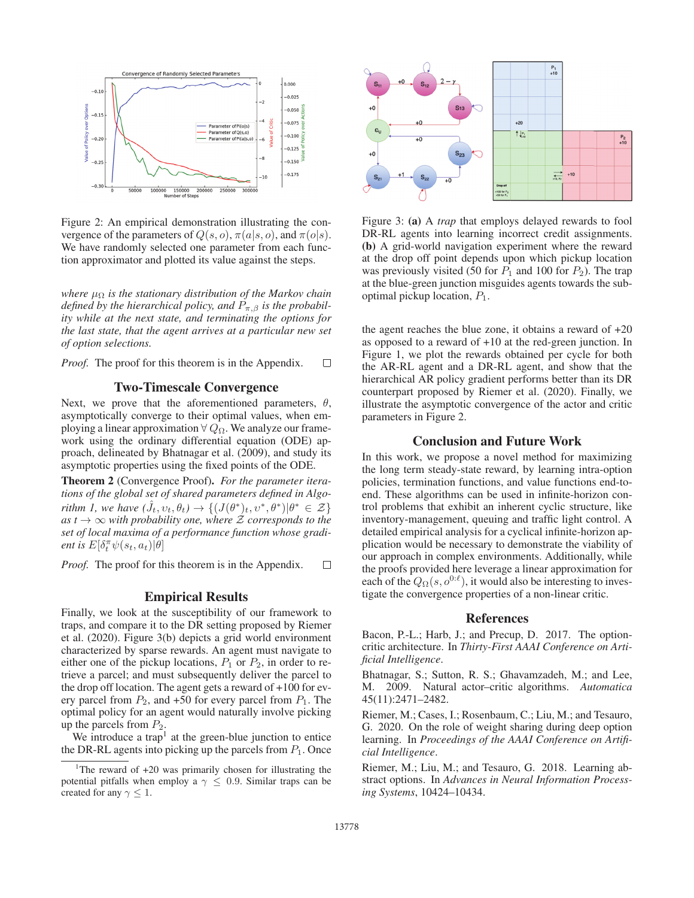Convergence of Randomly Selected Parameters

Value of Policy over Options

Value of Critic

Value of Policy over Actions

Parameter of Pi(o|s)
Parameter of Q(s,o)
Parameter of Pi(a|s,o)

Number of Steps

Figure 2: An empirical demonstration illustrating the convergence of the parameters of $Q(s, o)$, $\pi(a|s, o)$, and $\pi(o|s)$. We have randomly selected one parameter from each function approximator and plotted its value against the steps.

*where $\mu_\Omega$ is the stationary distribution of the Markov chain defined by the hierarchical policy, and $P_{\pi,\beta}$ is the probability while at the next state, and terminating the options for the last state, that the agent arrives at a particular new set of option selections.*

*Proof.* The proof for this theorem is in the Appendix. □

## Two-Timescale Convergence

Next, we prove that the aforementioned parameters, $\theta$, asymptotically converge to their optimal values, when employing a linear approximation $\forall\, Q_\Omega$. We analyze our framework using the ordinary differential equation (ODE) approach, delineated by Bhatnagar et al. (2009), and study its asymptotic properties using the fixed points of the ODE.

**Theorem 2** (Convergence Proof). *For the parameter iterations of the global set of shared parameters defined in Algorithm 1, we have $(\hat{J}_t, \upsilon_t, \theta_t) \rightarrow \{(J(\theta^*)_t, \upsilon^*, \theta^*) | \theta^* \in \mathcal{Z}\}$ as $t \rightarrow \infty$ with probability one, where $\mathcal{Z}$ corresponds to the set of local maxima of a performance function whose gradient is $E[\delta_t^\pi \psi(s_t, a_t)|\theta]$*

*Proof.* The proof for this theorem is in the Appendix. □

## Empirical Results

Finally, we look at the susceptibility of our framework to traps, and compare it to the DR setting proposed by Riemer et al. (2020). Figure 3(b) depicts a grid world environment characterized by sparse rewards. An agent must navigate to either one of the pickup locations, $P_1$ or $P_2$, in order to retrieve a parcel; and must subsequently deliver the parcel to the drop off location. The agent gets a reward of +100 for every parcel from $P_2$, and +50 for every parcel from $P_1$. The optimal policy for an agent would naturally involve picking up the parcels from $P_2$.

We introduce a trap[1] at the green-blue junction to entice the DR-RL agents into picking up the parcels from $P_1$. Once the agent reaches the blue zone, it obtains a reward of +20 as opposed to a reward of +10 at the red-green junction. In Figure 1, we plot the rewards obtained per cycle for both the AR-RL agent and a DR-RL agent, and show that the hierarchical AR policy gradient performs better than its DR counterpart proposed by Riemer et al. (2020). Finally, we illustrate the asymptotic convergence of the actor and critic parameters in Figure 2.

[1] The reward of +20 was primarily chosen for illustrating the potential pitfalls when employ a $\gamma \leq 0.9$. Similar traps can be created for any $\gamma \leq 1$.

$S_{11}$ +0 $S_{12}$ $2-\gamma$ $S_{13}$ +0 $e_U$ +0 +0 $S_{23}$ +0 $S_{21}$ +1 $S_{22}$ +0

$P_1$ +10 +20 $P_2$ +10 +10 Drop off

Figure 3: **(a)** A *trap* that employs delayed rewards to fool DR-RL agents into learning incorrect credit assignments. **(b)** A grid-world navigation experiment where the reward at the drop off point depends upon which pickup location was previously visited (50 for $P_1$ and 100 for $P_2$). The trap at the blue-green junction misguides agents towards the sub-optimal pickup location, $P_1$.

## Conclusion and Future Work

In this work, we propose a novel method for maximizing the long term steady-state reward, by learning intra-option policies, termination functions, and value functions end-to-end. These algorithms can be used in infinite-horizon control problems that exhibit an inherent cyclic structure, like inventory-management, queuing and traffic light control. A detailed empirical analysis for a cyclical infinite-horizon application would be necessary to demonstrate the viability of our approach in complex environments. Additionally, while the proofs provided here leverage a linear approximation for each of the $Q_\Omega(s, o^{0:\ell})$, it would also be interesting to investigate the convergence properties of a non-linear critic.

## References

Bacon, P.-L.; Harb, J.; and Precup, D. 2017. The option-critic architecture. In *Thirty-First AAAI Conference on Artificial Intelligence*.

Bhatnagar, S.; Sutton, R. S.; Ghavamzadeh, M.; and Lee, M. 2009. Natural actor–critic algorithms. *Automatica* 45(11):2471–2482.

Riemer, M.; Cases, I.; Rosenbaum, C.; Liu, M.; and Tesauro, G. 2020. On the role of weight sharing during deep option learning. In *Proceedings of the AAAI Conference on Artificial Intelligence*.

Riemer, M.; Liu, M.; and Tesauro, G. 2018. Learning abstract options. In *Advances in Neural Information Processing Systems*, 10424–10434.